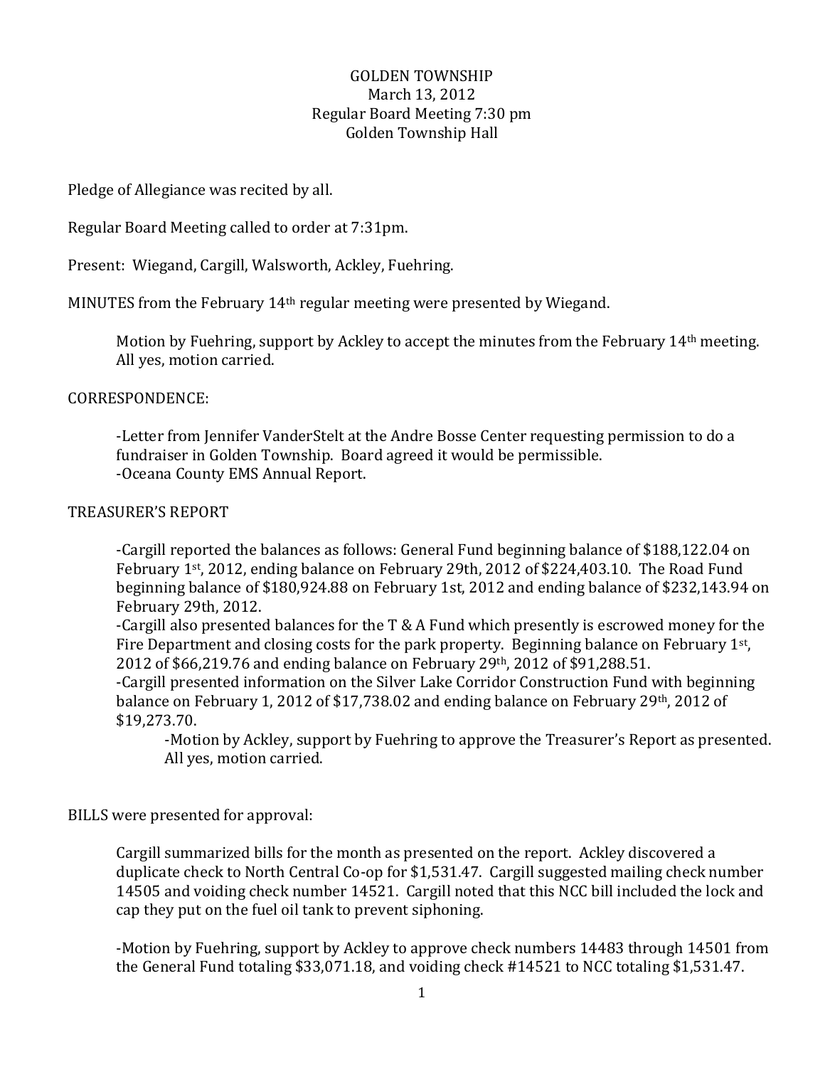# GOLDEN TOWNSHIP
## March 13, 2012
## Regular Board Meeting 7:30 pm
## Golden Township Hall

Pledge of Allegiance was recited by all.

Regular Board Meeting called to order at 7:31pm.

Present: Wiegand, Cargill, Walsworth, Ackley, Fuehring.

MINUTES from the February 14th regular meeting were presented by Wiegand.

> Motion by Fuehring, support by Ackley to accept the minutes from the February 14th meeting. All yes, motion carried.

CORRESPONDENCE:

> -Letter from Jennifer VanderStelt at the Andre Bosse Center requesting permission to do a fundraiser in Golden Township. Board agreed it would be permissible.
> -Oceana County EMS Annual Report.

TREASURER'S REPORT

> -Cargill reported the balances as follows: General Fund beginning balance of $188,122.04 on February 1st, 2012, ending balance on February 29th, 2012 of $224,403.10. The Road Fund beginning balance of $180,924.88 on February 1st, 2012 and ending balance of $232,143.94 on February 29th, 2012.
> -Cargill also presented balances for the T & A Fund which presently is escrowed money for the Fire Department and closing costs for the park property. Beginning balance on February 1st, 2012 of $66,219.76 and ending balance on February 29th, 2012 of $91,288.51.
> -Cargill presented information on the Silver Lake Corridor Construction Fund with beginning balance on February 1, 2012 of $17,738.02 and ending balance on February 29th, 2012 of $19,273.70.
>
> > -Motion by Ackley, support by Fuehring to approve the Treasurer's Report as presented. All yes, motion carried.

BILLS were presented for approval:

> Cargill summarized bills for the month as presented on the report. Ackley discovered a duplicate check to North Central Co-op for $1,531.47. Cargill suggested mailing check number 14505 and voiding check number 14521. Cargill noted that this NCC bill included the lock and cap they put on the fuel oil tank to prevent siphoning.
>
> -Motion by Fuehring, support by Ackley to approve check numbers 14483 through 14501 from the General Fund totaling $33,071.18, and voiding check #14521 to NCC totaling $1,531.47.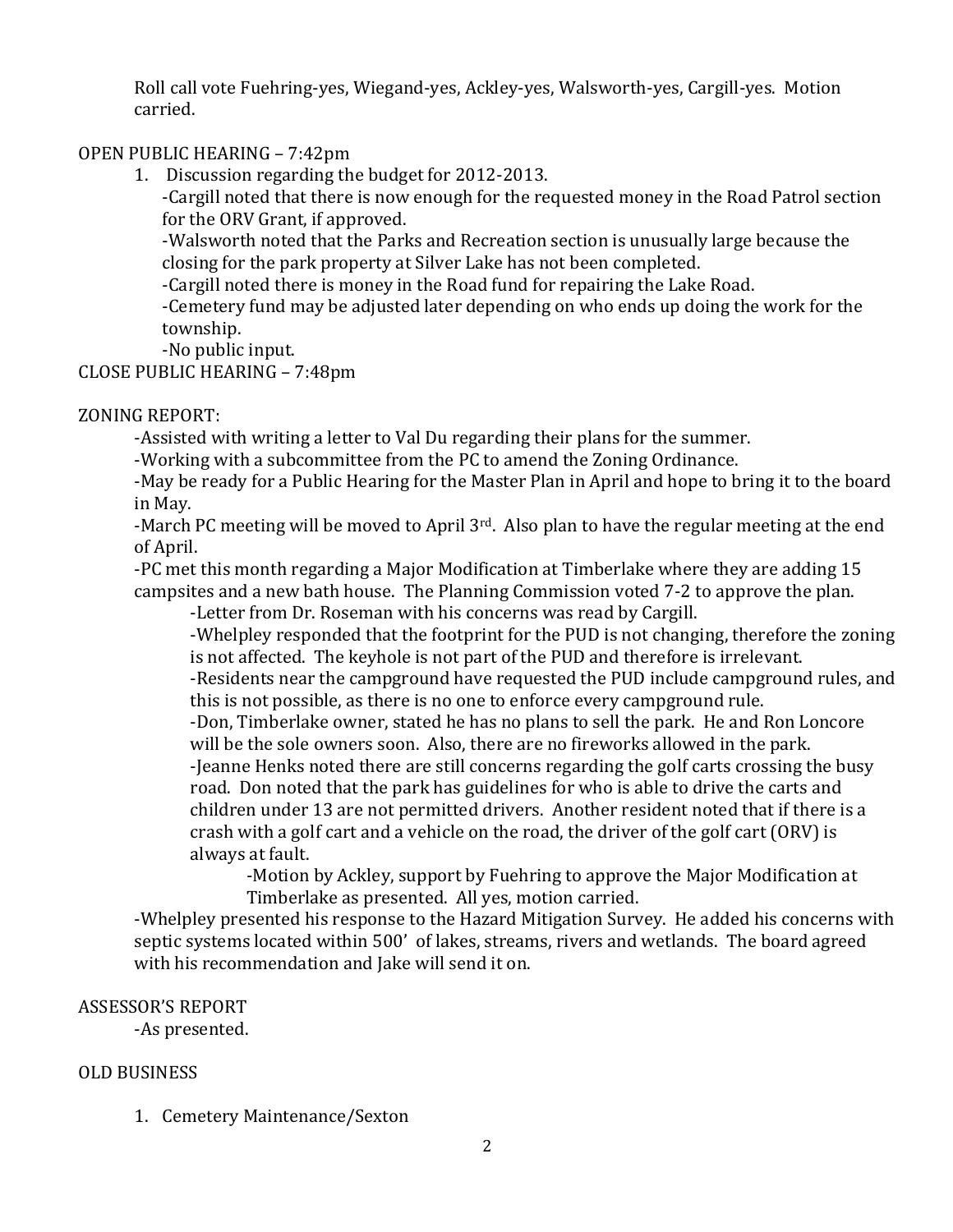Roll call vote Fuehring-yes, Wiegand-yes, Ackley-yes, Walsworth-yes, Cargill-yes. Motion carried.

OPEN PUBLIC HEARING – 7:42pm

1. Discussion regarding the budget for 2012-2013.
   - -Cargill noted that there is now enough for the requested money in the Road Patrol section for the ORV Grant, if approved.
   - -Walsworth noted that the Parks and Recreation section is unusually large because the closing for the park property at Silver Lake has not been completed.
   - -Cargill noted there is money in the Road fund for repairing the Lake Road.
   - -Cemetery fund may be adjusted later depending on who ends up doing the work for the township.
   - -No public input.

CLOSE PUBLIC HEARING – 7:48pm

ZONING REPORT:

- -Assisted with writing a letter to Val Du regarding their plans for the summer.
- -Working with a subcommittee from the PC to amend the Zoning Ordinance.
- -May be ready for a Public Hearing for the Master Plan in April and hope to bring it to the board in May.
- -March PC meeting will be moved to April 3rd. Also plan to have the regular meeting at the end of April.
- -PC met this month regarding a Major Modification at Timberlake where they are adding 15 campsites and a new bath house. The Planning Commission voted 7-2 to approve the plan.
  - -Letter from Dr. Roseman with his concerns was read by Cargill.
  - -Whelpley responded that the footprint for the PUD is not changing, therefore the zoning is not affected. The keyhole is not part of the PUD and therefore is irrelevant.
  - -Residents near the campground have requested the PUD include campground rules, and this is not possible, as there is no one to enforce every campground rule.
  - -Don, Timberlake owner, stated he has no plans to sell the park. He and Ron Loncore will be the sole owners soon. Also, there are no fireworks allowed in the park.
  - -Jeanne Henks noted there are still concerns regarding the golf carts crossing the busy road. Don noted that the park has guidelines for who is able to drive the carts and children under 13 are not permitted drivers. Another resident noted that if there is a crash with a golf cart and a vehicle on the road, the driver of the golf cart (ORV) is always at fault.
    - -Motion by Ackley, support by Fuehring to approve the Major Modification at Timberlake as presented. All yes, motion carried.
- -Whelpley presented his response to the Hazard Mitigation Survey. He added his concerns with septic systems located within 500' of lakes, streams, rivers and wetlands. The board agreed with his recommendation and Jake will send it on.

ASSESSOR'S REPORT

- -As presented.

OLD BUSINESS

1. Cemetery Maintenance/Sexton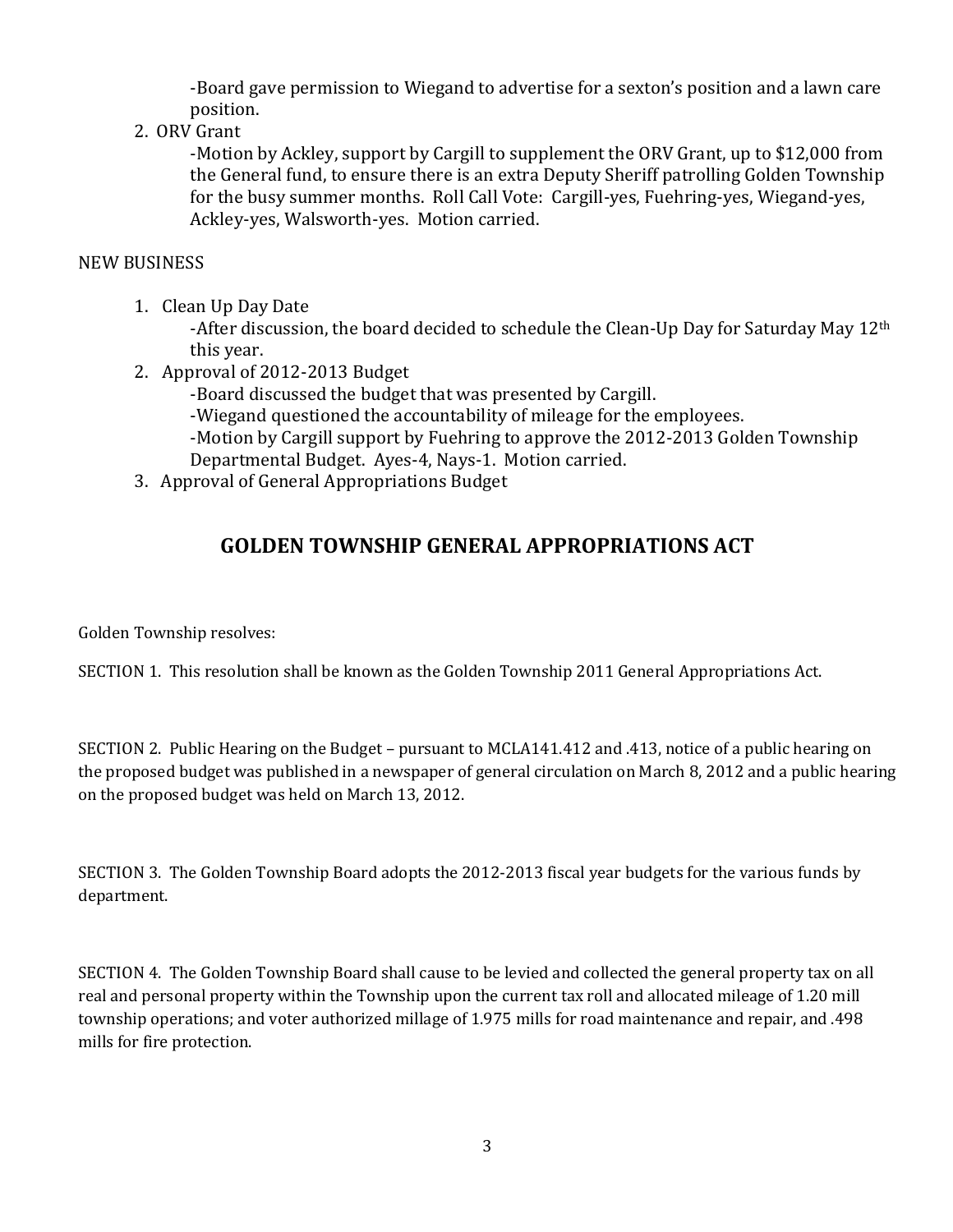-Board gave permission to Wiegand to advertise for a sexton's position and a lawn care position.

2. ORV Grant

   -Motion by Ackley, support by Cargill to supplement the ORV Grant, up to $12,000 from the General fund, to ensure there is an extra Deputy Sheriff patrolling Golden Township for the busy summer months. Roll Call Vote: Cargill-yes, Fuehring-yes, Wiegand-yes, Ackley-yes, Walsworth-yes. Motion carried.

NEW BUSINESS

1. Clean Up Day Date

   -After discussion, the board decided to schedule the Clean-Up Day for Saturday May 12th this year.

2. Approval of 2012-2013 Budget

   -Board discussed the budget that was presented by Cargill.

   -Wiegand questioned the accountability of mileage for the employees.

   -Motion by Cargill support by Fuehring to approve the 2012-2013 Golden Township Departmental Budget. Ayes-4, Nays-1. Motion carried.

3. Approval of General Appropriations Budget

## GOLDEN TOWNSHIP GENERAL APPROPRIATIONS ACT

Golden Township resolves:

SECTION 1. This resolution shall be known as the Golden Township 2011 General Appropriations Act.

SECTION 2. Public Hearing on the Budget – pursuant to MCLA141.412 and .413, notice of a public hearing on the proposed budget was published in a newspaper of general circulation on March 8, 2012 and a public hearing on the proposed budget was held on March 13, 2012.

SECTION 3. The Golden Township Board adopts the 2012-2013 fiscal year budgets for the various funds by department.

SECTION 4. The Golden Township Board shall cause to be levied and collected the general property tax on all real and personal property within the Township upon the current tax roll and allocated mileage of 1.20 mill township operations; and voter authorized millage of 1.975 mills for road maintenance and repair, and .498 mills for fire protection.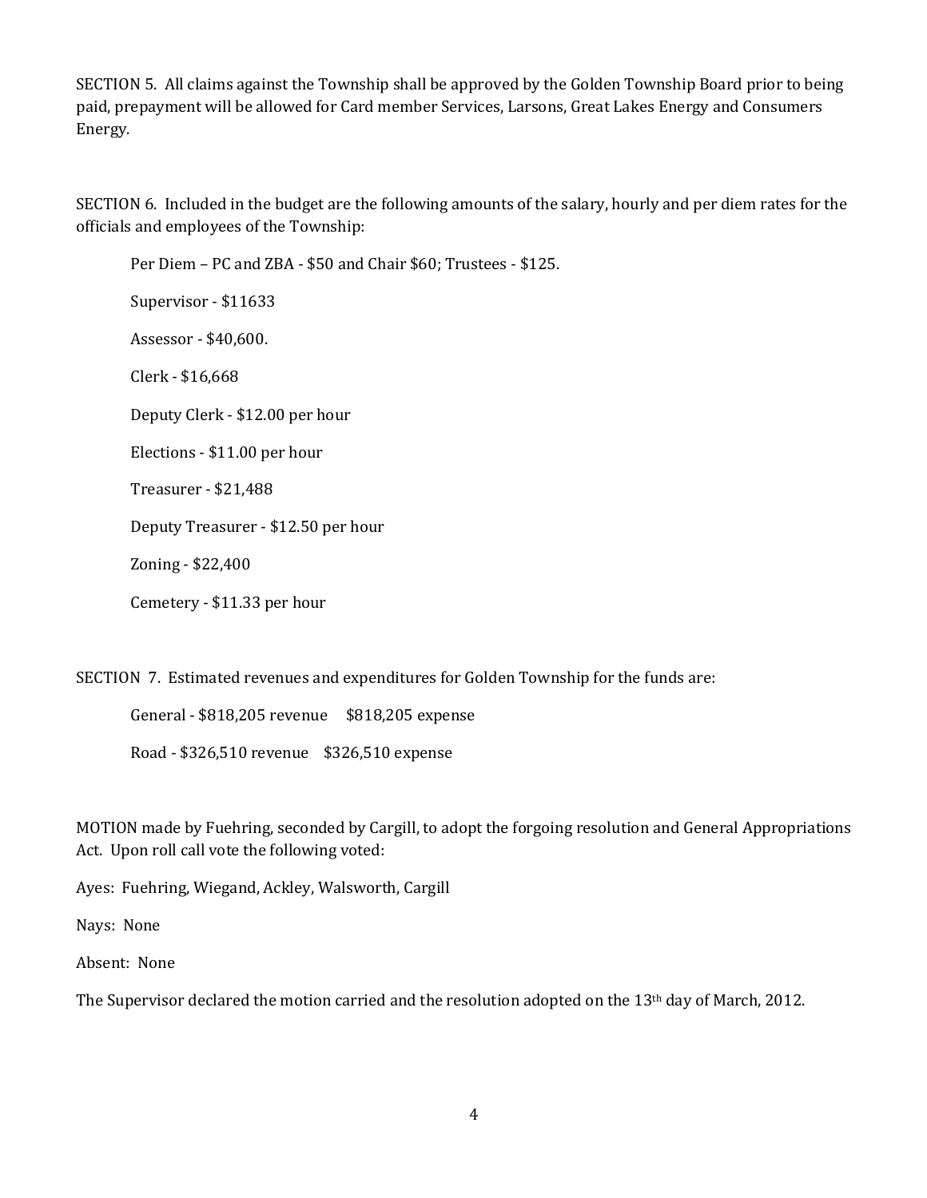SECTION 5. All claims against the Township shall be approved by the Golden Township Board prior to being paid, prepayment will be allowed for Card member Services, Larsons, Great Lakes Energy and Consumers Energy.

SECTION 6. Included in the budget are the following amounts of the salary, hourly and per diem rates for the officials and employees of the Township:

Per Diem – PC and ZBA - $50 and Chair $60; Trustees - $125.

Supervisor - $11633

Assessor - $40,600.

Clerk - $16,668

Deputy Clerk - $12.00 per hour

Elections - $11.00 per hour

Treasurer - $21,488

Deputy Treasurer - $12.50 per hour

Zoning - $22,400

Cemetery - $11.33 per hour

SECTION 7. Estimated revenues and expenditures for Golden Township for the funds are:

General - $818,205 revenue     $818,205 expense

Road - $326,510 revenue     $326,510 expense

MOTION made by Fuehring, seconded by Cargill, to adopt the forgoing resolution and General Appropriations Act. Upon roll call vote the following voted:

Ayes: Fuehring, Wiegand, Ackley, Walsworth, Cargill

Nays: None

Absent: None

The Supervisor declared the motion carried and the resolution adopted on the 13th day of March, 2012.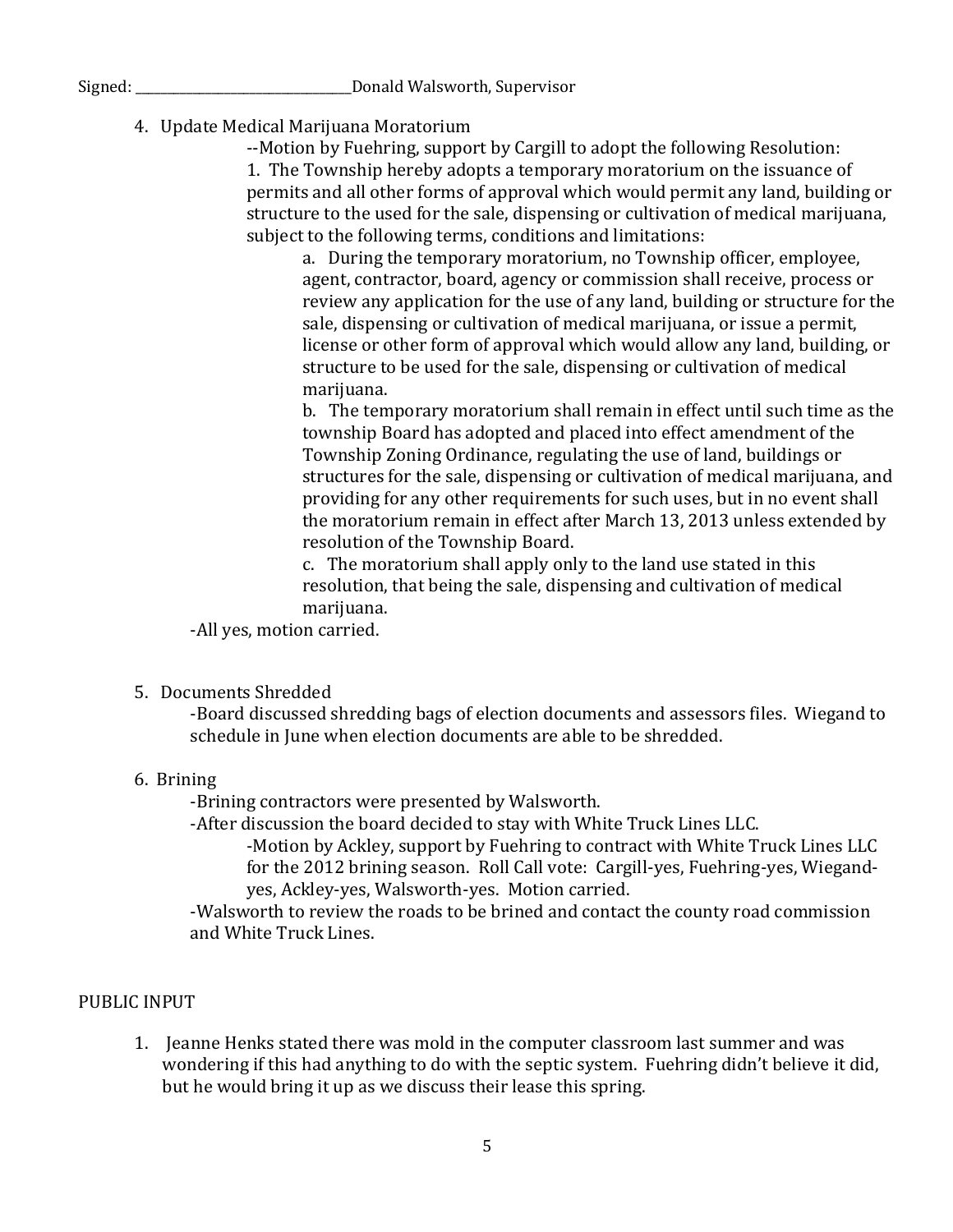Signed: _______________________________Donald Walsworth, Supervisor

4. Update Medical Marijuana Moratorium

    --Motion by Fuehring, support by Cargill to adopt the following Resolution:

    1. The Township hereby adopts a temporary moratorium on the issuance of permits and all other forms of approval which would permit any land, building or structure to the used for the sale, dispensing or cultivation of medical marijuana, subject to the following terms, conditions and limitations:

        a. During the temporary moratorium, no Township officer, employee, agent, contractor, board, agency or commission shall receive, process or review any application for the use of any land, building or structure for the sale, dispensing or cultivation of medical marijuana, or issue a permit, license or other form of approval which would allow any land, building, or structure to be used for the sale, dispensing or cultivation of medical marijuana.

        b. The temporary moratorium shall remain in effect until such time as the township Board has adopted and placed into effect amendment of the Township Zoning Ordinance, regulating the use of land, buildings or structures for the sale, dispensing or cultivation of medical marijuana, and providing for any other requirements for such uses, but in no event shall the moratorium remain in effect after March 13, 2013 unless extended by resolution of the Township Board.

        c. The moratorium shall apply only to the land use stated in this resolution, that being the sale, dispensing and cultivation of medical marijuana.

    -All yes, motion carried.

5. Documents Shredded

    -Board discussed shredding bags of election documents and assessors files. Wiegand to schedule in June when election documents are able to be shredded.

6. Brining

    -Brining contractors were presented by Walsworth.

    -After discussion the board decided to stay with White Truck Lines LLC.

        -Motion by Ackley, support by Fuehring to contract with White Truck Lines LLC for the 2012 brining season. Roll Call vote: Cargill-yes, Fuehring-yes, Wiegand-yes, Ackley-yes, Walsworth-yes. Motion carried.

    -Walsworth to review the roads to be brined and contact the county road commission and White Truck Lines.

PUBLIC INPUT

1. Jeanne Henks stated there was mold in the computer classroom last summer and was wondering if this had anything to do with the septic system. Fuehring didn't believe it did, but he would bring it up as we discuss their lease this spring.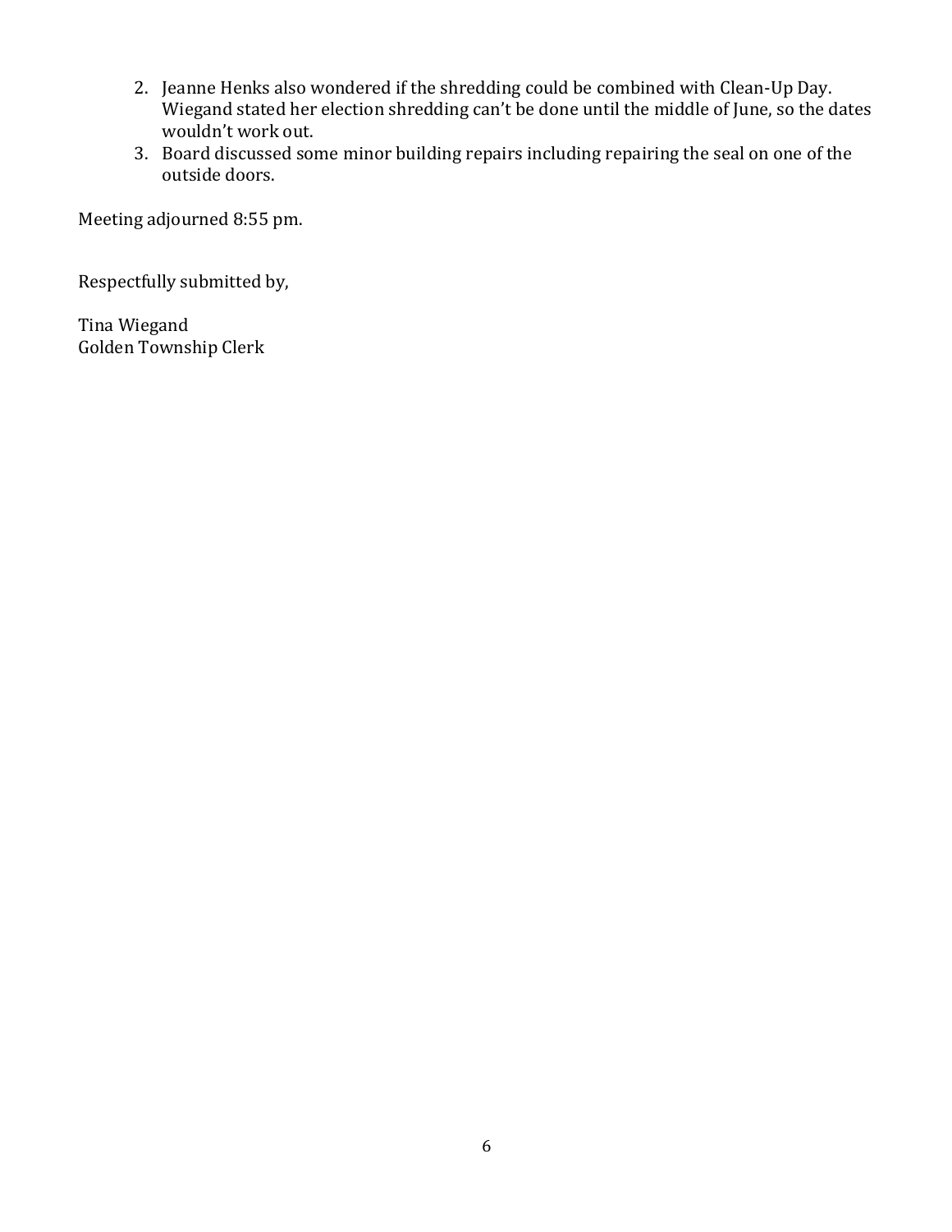2. Jeanne Henks also wondered if the shredding could be combined with Clean-Up Day. Wiegand stated her election shredding can't be done until the middle of June, so the dates wouldn't work out.
3. Board discussed some minor building repairs including repairing the seal on one of the outside doors.

Meeting adjourned 8:55 pm.

Respectfully submitted by,

Tina Wiegand
Golden Township Clerk